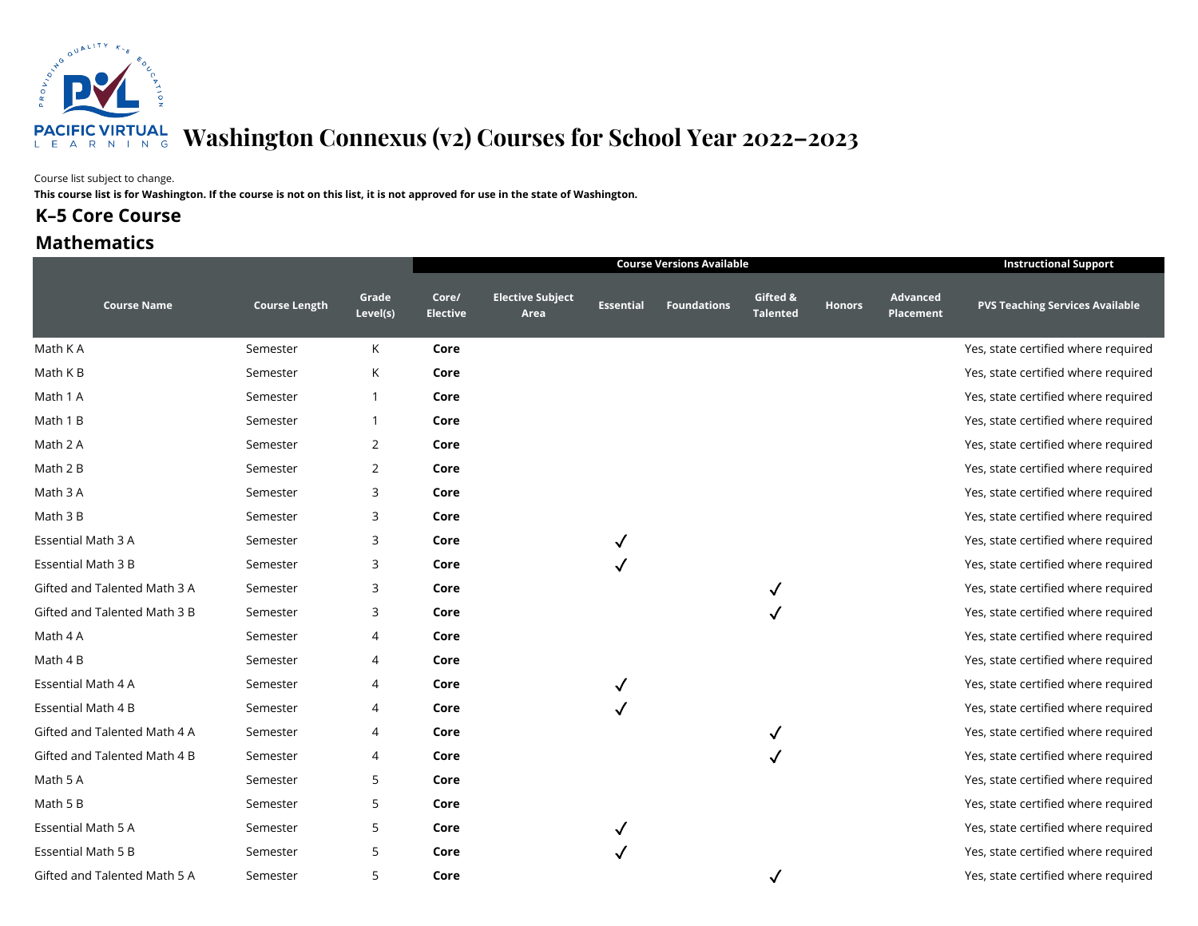# Washington Connexus (v2) Courses for School Year 2022–2023

Course list subject to change.

**This course list is for Washington. If the course is not on this list, it is not approved for use in the state of Washington.**

## K–5 Core Course

## Mathematics

| | | | Course Versions Available | | | | | | | Instructional Support |
|---|---|---|---|---|---|---|---|---|---|---|
| **Course Name** | **Course Length** | **Grade Level(s)** | **Core/ Elective** | **Elective Subject Area** | **Essential** | **Foundations** | **Gifted & Talented** | **Honors** | **Advanced Placement** | **PVS Teaching Services Available** |
| Math K A | Semester | K | **Core** | | | | | | | Yes, state certified where required |
| Math K B | Semester | K | **Core** | | | | | | | Yes, state certified where required |
| Math 1 A | Semester | 1 | **Core** | | | | | | | Yes, state certified where required |
| Math 1 B | Semester | 1 | **Core** | | | | | | | Yes, state certified where required |
| Math 2 A | Semester | 2 | **Core** | | | | | | | Yes, state certified where required |
| Math 2 B | Semester | 2 | **Core** | | | | | | | Yes, state certified where required |
| Math 3 A | Semester | 3 | **Core** | | | | | | | Yes, state certified where required |
| Math 3 B | Semester | 3 | **Core** | | | | | | | Yes, state certified where required |
| Essential Math 3 A | Semester | 3 | **Core** | | ✓ | | | | | Yes, state certified where required |
| Essential Math 3 B | Semester | 3 | **Core** | | ✓ | | | | | Yes, state certified where required |
| Gifted and Talented Math 3 A | Semester | 3 | **Core** | | | | ✓ | | | Yes, state certified where required |
| Gifted and Talented Math 3 B | Semester | 3 | **Core** | | | | ✓ | | | Yes, state certified where required |
| Math 4 A | Semester | 4 | **Core** | | | | | | | Yes, state certified where required |
| Math 4 B | Semester | 4 | **Core** | | | | | | | Yes, state certified where required |
| Essential Math 4 A | Semester | 4 | **Core** | | ✓ | | | | | Yes, state certified where required |
| Essential Math 4 B | Semester | 4 | **Core** | | ✓ | | | | | Yes, state certified where required |
| Gifted and Talented Math 4 A | Semester | 4 | **Core** | | | | ✓ | | | Yes, state certified where required |
| Gifted and Talented Math 4 B | Semester | 4 | **Core** | | | | ✓ | | | Yes, state certified where required |
| Math 5 A | Semester | 5 | **Core** | | | | | | | Yes, state certified where required |
| Math 5 B | Semester | 5 | **Core** | | | | | | | Yes, state certified where required |
| Essential Math 5 A | Semester | 5 | **Core** | | ✓ | | | | | Yes, state certified where required |
| Essential Math 5 B | Semester | 5 | **Core** | | ✓ | | | | | Yes, state certified where required |
| Gifted and Talented Math 5 A | Semester | 5 | **Core** | | | | ✓ | | | Yes, state certified where required |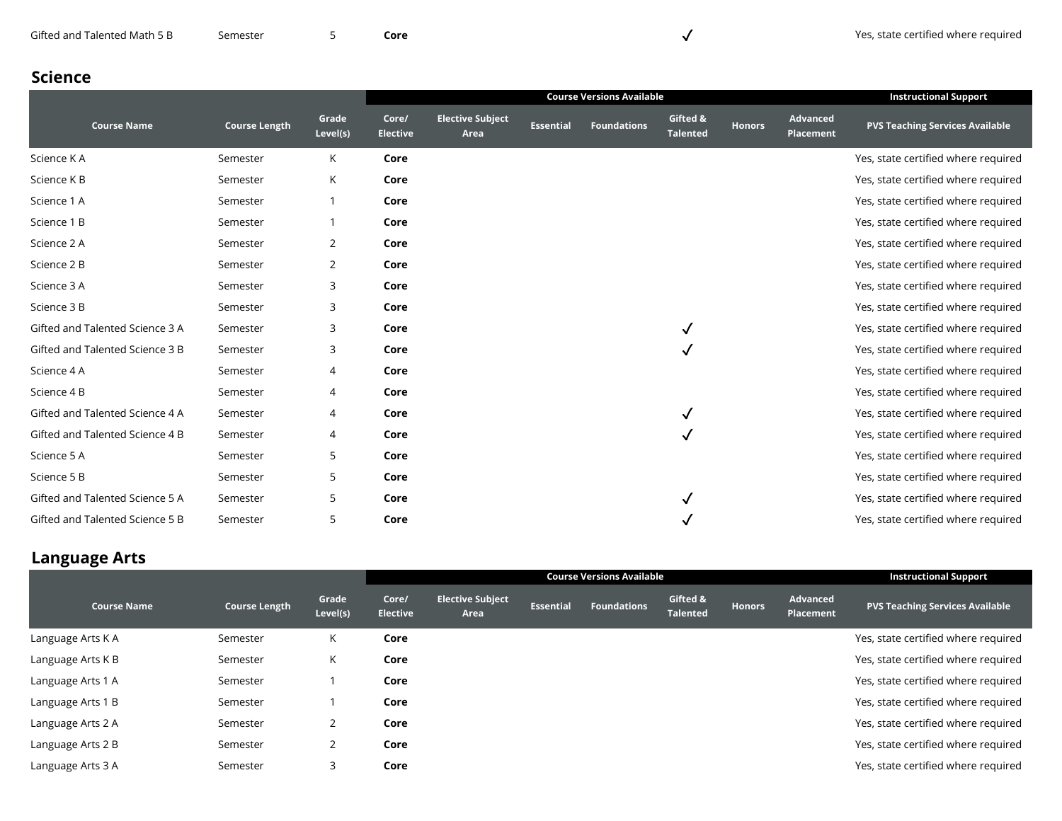| Gifted and Talented Math 5 B | Semester | 5 | **Core** | | | | ✓ | | | Yes, state certified where required |
|---|---|---|---|---|---|---|---|---|---|---|

## Science

| | | | Course Versions Available | | | | | | | Instructional Support |
|---|---|---|---|---|---|---|---|---|---|---|
| **Course Name** | **Course Length** | **Grade Level(s)** | **Core/ Elective** | **Elective Subject Area** | **Essential** | **Foundations** | **Gifted & Talented** | **Honors** | **Advanced Placement** | **PVS Teaching Services Available** |
| Science K A | Semester | K | **Core** | | | | | | | Yes, state certified where required |
| Science K B | Semester | K | **Core** | | | | | | | Yes, state certified where required |
| Science 1 A | Semester | 1 | **Core** | | | | | | | Yes, state certified where required |
| Science 1 B | Semester | 1 | **Core** | | | | | | | Yes, state certified where required |
| Science 2 A | Semester | 2 | **Core** | | | | | | | Yes, state certified where required |
| Science 2 B | Semester | 2 | **Core** | | | | | | | Yes, state certified where required |
| Science 3 A | Semester | 3 | **Core** | | | | | | | Yes, state certified where required |
| Science 3 B | Semester | 3 | **Core** | | | | | | | Yes, state certified where required |
| Gifted and Talented Science 3 A | Semester | 3 | **Core** | | | | ✓ | | | Yes, state certified where required |
| Gifted and Talented Science 3 B | Semester | 3 | **Core** | | | | ✓ | | | Yes, state certified where required |
| Science 4 A | Semester | 4 | **Core** | | | | | | | Yes, state certified where required |
| Science 4 B | Semester | 4 | **Core** | | | | | | | Yes, state certified where required |
| Gifted and Talented Science 4 A | Semester | 4 | **Core** | | | | ✓ | | | Yes, state certified where required |
| Gifted and Talented Science 4 B | Semester | 4 | **Core** | | | | ✓ | | | Yes, state certified where required |
| Science 5 A | Semester | 5 | **Core** | | | | | | | Yes, state certified where required |
| Science 5 B | Semester | 5 | **Core** | | | | | | | Yes, state certified where required |
| Gifted and Talented Science 5 A | Semester | 5 | **Core** | | | | ✓ | | | Yes, state certified where required |
| Gifted and Talented Science 5 B | Semester | 5 | **Core** | | | | ✓ | | | Yes, state certified where required |

## Language Arts

| | | | Course Versions Available | | | | | | | Instructional Support |
|---|---|---|---|---|---|---|---|---|---|---|
| **Course Name** | **Course Length** | **Grade Level(s)** | **Core/ Elective** | **Elective Subject Area** | **Essential** | **Foundations** | **Gifted & Talented** | **Honors** | **Advanced Placement** | **PVS Teaching Services Available** |
| Language Arts K A | Semester | K | **Core** | | | | | | | Yes, state certified where required |
| Language Arts K B | Semester | K | **Core** | | | | | | | Yes, state certified where required |
| Language Arts 1 A | Semester | 1 | **Core** | | | | | | | Yes, state certified where required |
| Language Arts 1 B | Semester | 1 | **Core** | | | | | | | Yes, state certified where required |
| Language Arts 2 A | Semester | 2 | **Core** | | | | | | | Yes, state certified where required |
| Language Arts 2 B | Semester | 2 | **Core** | | | | | | | Yes, state certified where required |
| Language Arts 3 A | Semester | 3 | **Core** | | | | | | | Yes, state certified where required |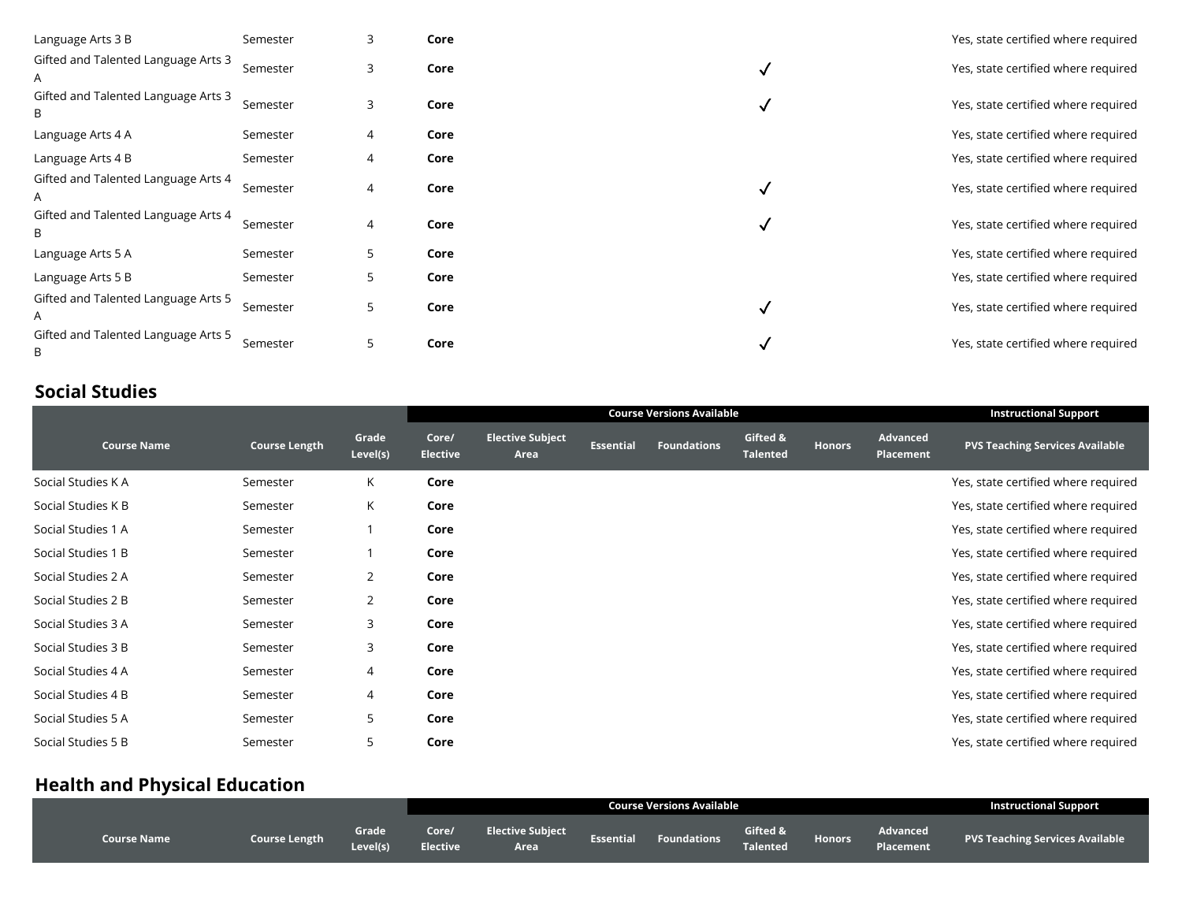| Course Name | Course Length | Grade Level(s) | Core/ Elective | Elective Subject Area | Essential | Foundations | Gifted & Talented | Honors | Advanced Placement | PVS Teaching Services Available |
|---|---|---|---|---|---|---|---|---|---|---|
| Language Arts 3 B | Semester | 3 | **Core** | | | | | | | Yes, state certified where required |
| Gifted and Talented Language Arts 3 A | Semester | 3 | **Core** | | | | ✓ | | | Yes, state certified where required |
| Gifted and Talented Language Arts 3 B | Semester | 3 | **Core** | | | | ✓ | | | Yes, state certified where required |
| Language Arts 4 A | Semester | 4 | **Core** | | | | | | | Yes, state certified where required |
| Language Arts 4 B | Semester | 4 | **Core** | | | | | | | Yes, state certified where required |
| Gifted and Talented Language Arts 4 A | Semester | 4 | **Core** | | | | ✓ | | | Yes, state certified where required |
| Gifted and Talented Language Arts 4 B | Semester | 4 | **Core** | | | | ✓ | | | Yes, state certified where required |
| Language Arts 5 A | Semester | 5 | **Core** | | | | | | | Yes, state certified where required |
| Language Arts 5 B | Semester | 5 | **Core** | | | | | | | Yes, state certified where required |
| Gifted and Talented Language Arts 5 A | Semester | 5 | **Core** | | | | ✓ | | | Yes, state certified where required |
| Gifted and Talented Language Arts 5 B | Semester | 5 | **Core** | | | | ✓ | | | Yes, state certified where required |

## Social Studies

| | | | Course Versions Available | | | | | | | Instructional Support |
|---|---|---|---|---|---|---|---|---|---|---|
| **Course Name** | **Course Length** | **Grade Level(s)** | **Core/ Elective** | **Elective Subject Area** | **Essential** | **Foundations** | **Gifted & Talented** | **Honors** | **Advanced Placement** | **PVS Teaching Services Available** |
| Social Studies K A | Semester | K | **Core** | | | | | | | Yes, state certified where required |
| Social Studies K B | Semester | K | **Core** | | | | | | | Yes, state certified where required |
| Social Studies 1 A | Semester | 1 | **Core** | | | | | | | Yes, state certified where required |
| Social Studies 1 B | Semester | 1 | **Core** | | | | | | | Yes, state certified where required |
| Social Studies 2 A | Semester | 2 | **Core** | | | | | | | Yes, state certified where required |
| Social Studies 2 B | Semester | 2 | **Core** | | | | | | | Yes, state certified where required |
| Social Studies 3 A | Semester | 3 | **Core** | | | | | | | Yes, state certified where required |
| Social Studies 3 B | Semester | 3 | **Core** | | | | | | | Yes, state certified where required |
| Social Studies 4 A | Semester | 4 | **Core** | | | | | | | Yes, state certified where required |
| Social Studies 4 B | Semester | 4 | **Core** | | | | | | | Yes, state certified where required |
| Social Studies 5 A | Semester | 5 | **Core** | | | | | | | Yes, state certified where required |
| Social Studies 5 B | Semester | 5 | **Core** | | | | | | | Yes, state certified where required |

## Health and Physical Education

| | | | Course Versions Available | | | | | | | Instructional Support |
|---|---|---|---|---|---|---|---|---|---|---|
| **Course Name** | **Course Length** | **Grade Level(s)** | **Core/ Elective** | **Elective Subject Area** | **Essential** | **Foundations** | **Gifted & Talented** | **Honors** | **Advanced Placement** | **PVS Teaching Services Available** |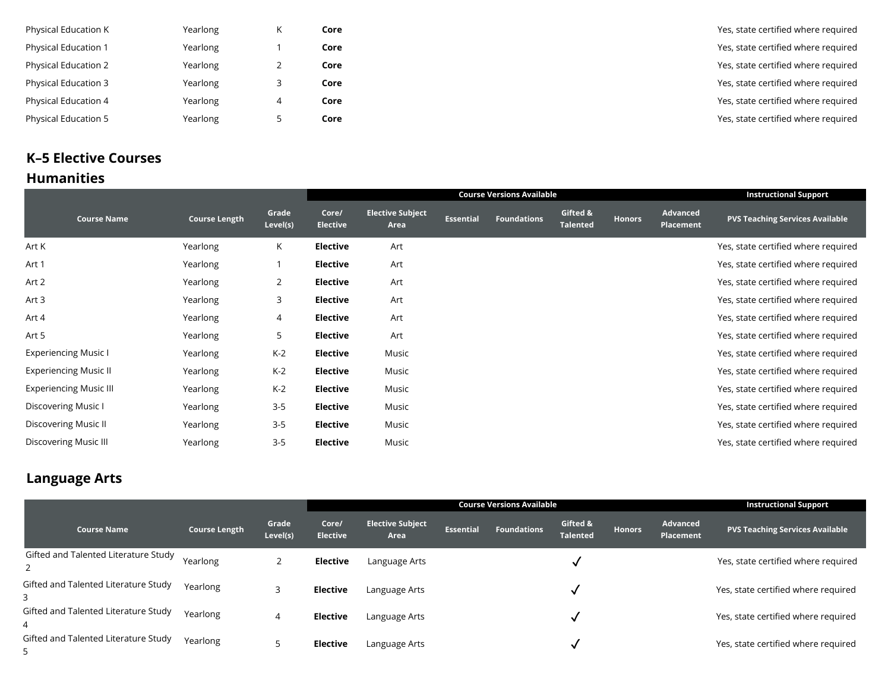| | | | | | | | | | | |
|---|---|---|---|---|---|---|---|---|---|---|
| Physical Education K | Yearlong | K | **Core** | | | | | | | Yes, state certified where required |
| Physical Education 1 | Yearlong | 1 | **Core** | | | | | | | Yes, state certified where required |
| Physical Education 2 | Yearlong | 2 | **Core** | | | | | | | Yes, state certified where required |
| Physical Education 3 | Yearlong | 3 | **Core** | | | | | | | Yes, state certified where required |
| Physical Education 4 | Yearlong | 4 | **Core** | | | | | | | Yes, state certified where required |
| Physical Education 5 | Yearlong | 5 | **Core** | | | | | | | Yes, state certified where required |

## K–5 Elective Courses

## Humanities

| | | | Course Versions Available | | | | | | | Instructional Support |
|---|---|---|---|---|---|---|---|---|---|---|
| **Course Name** | **Course Length** | **Grade Level(s)** | **Core/ Elective** | **Elective Subject Area** | **Essential** | **Foundations** | **Gifted & Talented** | **Honors** | **Advanced Placement** | **PVS Teaching Services Available** |
| Art K | Yearlong | K | **Elective** | Art | | | | | | Yes, state certified where required |
| Art 1 | Yearlong | 1 | **Elective** | Art | | | | | | Yes, state certified where required |
| Art 2 | Yearlong | 2 | **Elective** | Art | | | | | | Yes, state certified where required |
| Art 3 | Yearlong | 3 | **Elective** | Art | | | | | | Yes, state certified where required |
| Art 4 | Yearlong | 4 | **Elective** | Art | | | | | | Yes, state certified where required |
| Art 5 | Yearlong | 5 | **Elective** | Art | | | | | | Yes, state certified where required |
| Experiencing Music I | Yearlong | K-2 | **Elective** | Music | | | | | | Yes, state certified where required |
| Experiencing Music II | Yearlong | K-2 | **Elective** | Music | | | | | | Yes, state certified where required |
| Experiencing Music III | Yearlong | K-2 | **Elective** | Music | | | | | | Yes, state certified where required |
| Discovering Music I | Yearlong | 3-5 | **Elective** | Music | | | | | | Yes, state certified where required |
| Discovering Music II | Yearlong | 3-5 | **Elective** | Music | | | | | | Yes, state certified where required |
| Discovering Music III | Yearlong | 3-5 | **Elective** | Music | | | | | | Yes, state certified where required |

## Language Arts

| | | | Course Versions Available | | | | | | | Instructional Support |
|---|---|---|---|---|---|---|---|---|---|---|
| **Course Name** | **Course Length** | **Grade Level(s)** | **Core/ Elective** | **Elective Subject Area** | **Essential** | **Foundations** | **Gifted & Talented** | **Honors** | **Advanced Placement** | **PVS Teaching Services Available** |
| Gifted and Talented Literature Study 2 | Yearlong | 2 | **Elective** | Language Arts | | | ✓ | | | Yes, state certified where required |
| Gifted and Talented Literature Study 3 | Yearlong | 3 | **Elective** | Language Arts | | | ✓ | | | Yes, state certified where required |
| Gifted and Talented Literature Study 4 | Yearlong | 4 | **Elective** | Language Arts | | | ✓ | | | Yes, state certified where required |
| Gifted and Talented Literature Study 5 | Yearlong | 5 | **Elective** | Language Arts | | | ✓ | | | Yes, state certified where required |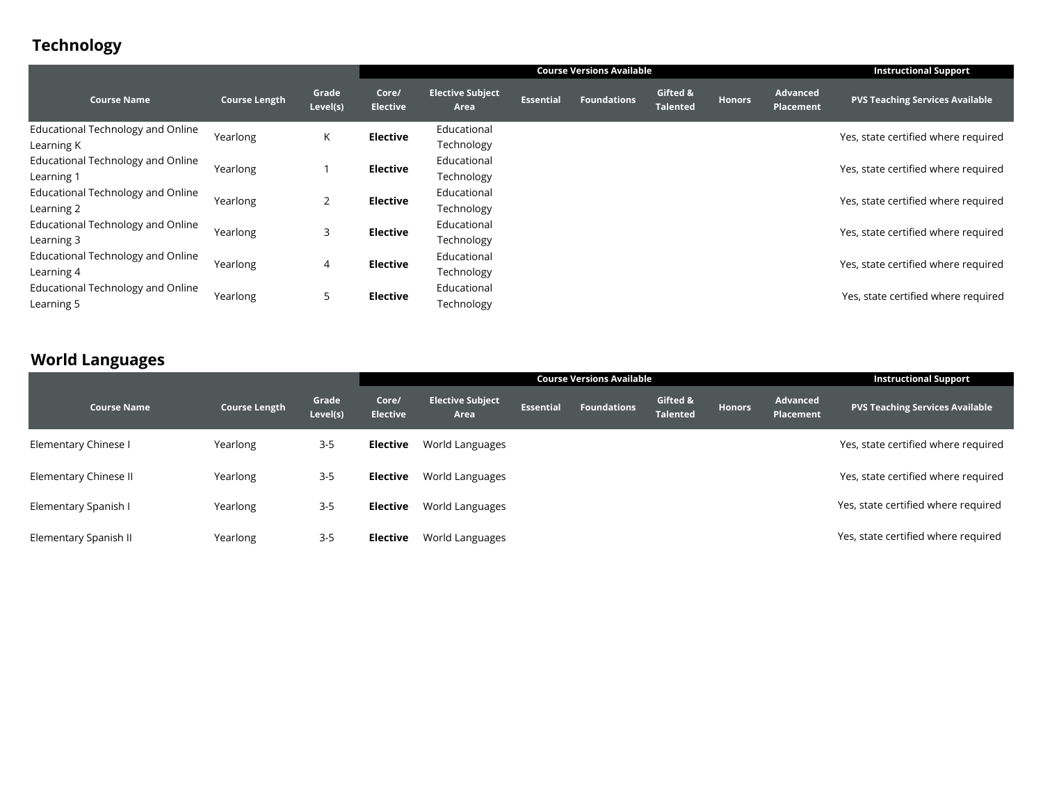## Technology

| | | | Course Versions Available | | | | | | | Instructional Support |
|---|---|---|---|---|---|---|---|---|---|---|
| **Course Name** | **Course Length** | **Grade Level(s)** | **Core/ Elective** | **Elective Subject Area** | **Essential** | **Foundations** | **Gifted & Talented** | **Honors** | **Advanced Placement** | **PVS Teaching Services Available** |
| Educational Technology and Online Learning K | Yearlong | K | **Elective** | Educational Technology | | | | | | Yes, state certified where required |
| Educational Technology and Online Learning 1 | Yearlong | 1 | **Elective** | Educational Technology | | | | | | Yes, state certified where required |
| Educational Technology and Online Learning 2 | Yearlong | 2 | **Elective** | Educational Technology | | | | | | Yes, state certified where required |
| Educational Technology and Online Learning 3 | Yearlong | 3 | **Elective** | Educational Technology | | | | | | Yes, state certified where required |
| Educational Technology and Online Learning 4 | Yearlong | 4 | **Elective** | Educational Technology | | | | | | Yes, state certified where required |
| Educational Technology and Online Learning 5 | Yearlong | 5 | **Elective** | Educational Technology | | | | | | Yes, state certified where required |

## World Languages

| | | | Course Versions Available | | | | | | | Instructional Support |
|---|---|---|---|---|---|---|---|---|---|---|
| **Course Name** | **Course Length** | **Grade Level(s)** | **Core/ Elective** | **Elective Subject Area** | **Essential** | **Foundations** | **Gifted & Talented** | **Honors** | **Advanced Placement** | **PVS Teaching Services Available** |
| Elementary Chinese I | Yearlong | 3-5 | **Elective** | World Languages | | | | | | Yes, state certified where required |
| Elementary Chinese II | Yearlong | 3-5 | **Elective** | World Languages | | | | | | Yes, state certified where required |
| Elementary Spanish I | Yearlong | 3-5 | **Elective** | World Languages | | | | | | Yes, state certified where required |
| Elementary Spanish II | Yearlong | 3-5 | **Elective** | World Languages | | | | | | Yes, state certified where required |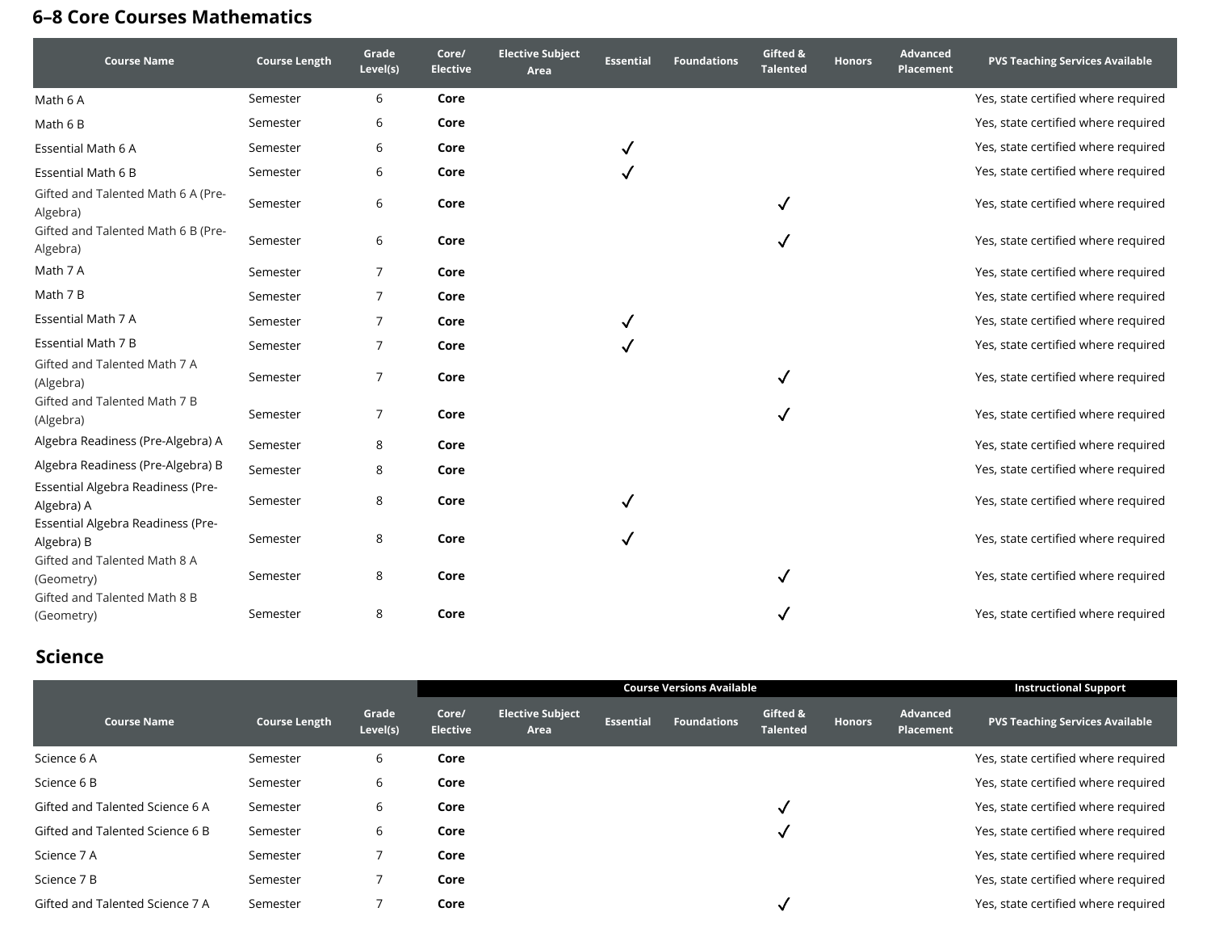## 6–8 Core Courses Mathematics

| Course Name | Course Length | Grade Level(s) | Core/ Elective | Elective Subject Area | Essential | Foundations | Gifted & Talented | Honors | Advanced Placement | PVS Teaching Services Available |
|---|---|---|---|---|---|---|---|---|---|---|
| Math 6 A | Semester | 6 | **Core** | | | | | | | Yes, state certified where required |
| Math 6 B | Semester | 6 | **Core** | | | | | | | Yes, state certified where required |
| Essential Math 6 A | Semester | 6 | **Core** | | ✓ | | | | | Yes, state certified where required |
| Essential Math 6 B | Semester | 6 | **Core** | | ✓ | | | | | Yes, state certified where required |
| Gifted and Talented Math 6 A (Pre-Algebra) | Semester | 6 | **Core** | | | | ✓ | | | Yes, state certified where required |
| Gifted and Talented Math 6 B (Pre-Algebra) | Semester | 6 | **Core** | | | | ✓ | | | Yes, state certified where required |
| Math 7 A | Semester | 7 | **Core** | | | | | | | Yes, state certified where required |
| Math 7 B | Semester | 7 | **Core** | | | | | | | Yes, state certified where required |
| Essential Math 7 A | Semester | 7 | **Core** | | ✓ | | | | | Yes, state certified where required |
| Essential Math 7 B | Semester | 7 | **Core** | | ✓ | | | | | Yes, state certified where required |
| Gifted and Talented Math 7 A (Algebra) | Semester | 7 | **Core** | | | | ✓ | | | Yes, state certified where required |
| Gifted and Talented Math 7 B (Algebra) | Semester | 7 | **Core** | | | | ✓ | | | Yes, state certified where required |
| Algebra Readiness (Pre-Algebra) A | Semester | 8 | **Core** | | | | | | | Yes, state certified where required |
| Algebra Readiness (Pre-Algebra) B | Semester | 8 | **Core** | | | | | | | Yes, state certified where required |
| Essential Algebra Readiness (Pre-Algebra) A | Semester | 8 | **Core** | | ✓ | | | | | Yes, state certified where required |
| Essential Algebra Readiness (Pre-Algebra) B | Semester | 8 | **Core** | | ✓ | | | | | Yes, state certified where required |
| Gifted and Talented Math 8 A (Geometry) | Semester | 8 | **Core** | | | | ✓ | | | Yes, state certified where required |
| Gifted and Talented Math 8 B (Geometry) | Semester | 8 | **Core** | | | | ✓ | | | Yes, state certified where required |

## Science

| | | | Course Versions Available | | | | | | | Instructional Support |
|---|---|---|---|---|---|---|---|---|---|---|
| **Course Name** | **Course Length** | **Grade Level(s)** | **Core/ Elective** | **Elective Subject Area** | **Essential** | **Foundations** | **Gifted & Talented** | **Honors** | **Advanced Placement** | **PVS Teaching Services Available** |
| Science 6 A | Semester | 6 | **Core** | | | | | | | Yes, state certified where required |
| Science 6 B | Semester | 6 | **Core** | | | | | | | Yes, state certified where required |
| Gifted and Talented Science 6 A | Semester | 6 | **Core** | | | | ✓ | | | Yes, state certified where required |
| Gifted and Talented Science 6 B | Semester | 6 | **Core** | | | | ✓ | | | Yes, state certified where required |
| Science 7 A | Semester | 7 | **Core** | | | | | | | Yes, state certified where required |
| Science 7 B | Semester | 7 | **Core** | | | | | | | Yes, state certified where required |
| Gifted and Talented Science 7 A | Semester | 7 | **Core** | | | | ✓ | | | Yes, state certified where required |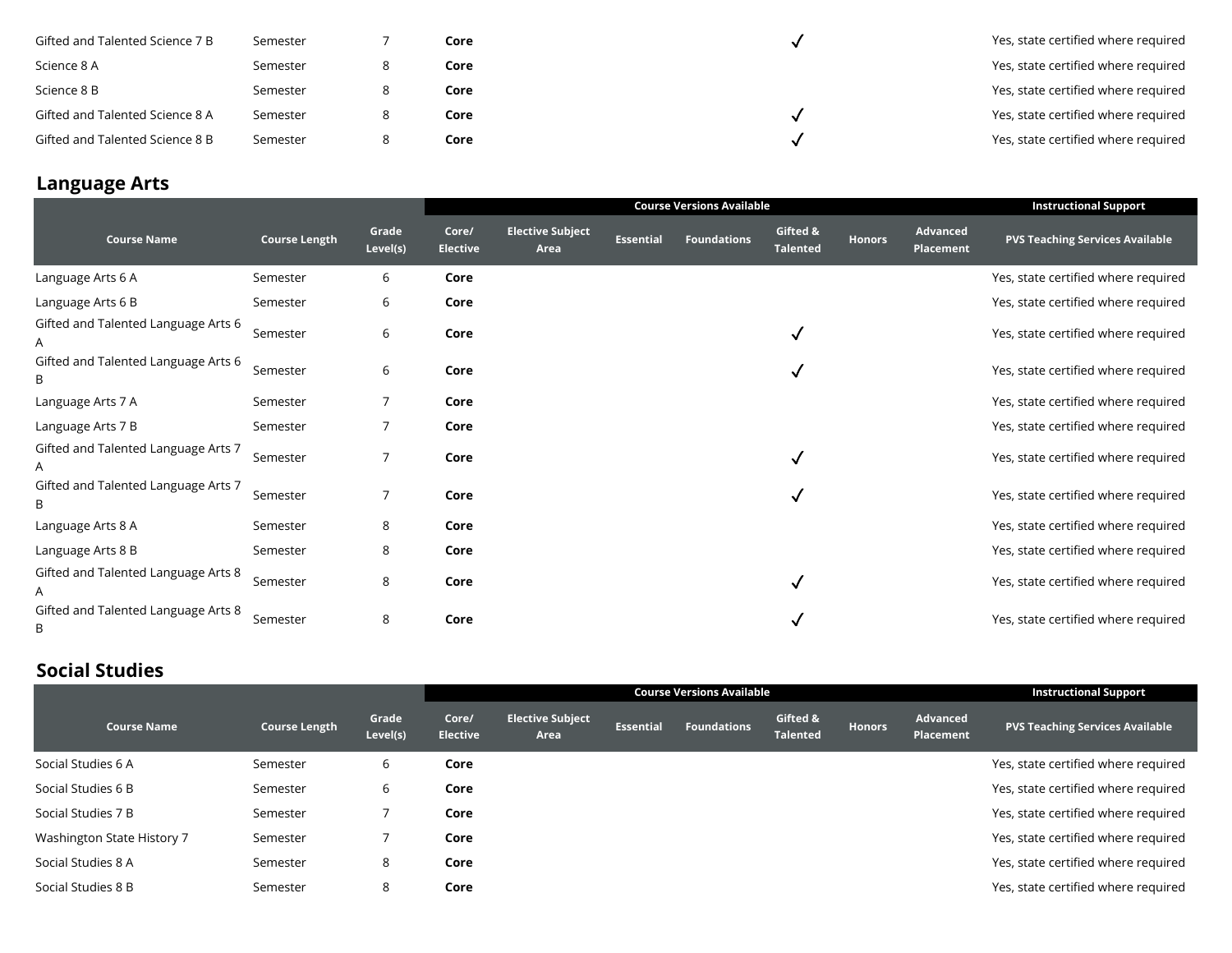| Course Name | Course Length | Grade Level(s) | Core/ Elective | Elective Subject Area | Essential | Foundations | Gifted & Talented | Honors | Advanced Placement | PVS Teaching Services Available |
|---|---|---|---|---|---|---|---|---|---|---|
| Gifted and Talented Science 7 B | Semester | 7 | **Core** | | | | ✓ | | | Yes, state certified where required |
| Science 8 A | Semester | 8 | **Core** | | | | | | | Yes, state certified where required |
| Science 8 B | Semester | 8 | **Core** | | | | | | | Yes, state certified where required |
| Gifted and Talented Science 8 A | Semester | 8 | **Core** | | | | ✓ | | | Yes, state certified where required |
| Gifted and Talented Science 8 B | Semester | 8 | **Core** | | | | ✓ | | | Yes, state certified where required |

## Language Arts

| | | | Course Versions Available | | | | | | | Instructional Support |
|---|---|---|---|---|---|---|---|---|---|---|
| **Course Name** | **Course Length** | **Grade Level(s)** | **Core/ Elective** | **Elective Subject Area** | **Essential** | **Foundations** | **Gifted & Talented** | **Honors** | **Advanced Placement** | **PVS Teaching Services Available** |
| Language Arts 6 A | Semester | 6 | **Core** | | | | | | | Yes, state certified where required |
| Language Arts 6 B | Semester | 6 | **Core** | | | | | | | Yes, state certified where required |
| Gifted and Talented Language Arts 6 A | Semester | 6 | **Core** | | | | ✓ | | | Yes, state certified where required |
| Gifted and Talented Language Arts 6 B | Semester | 6 | **Core** | | | | ✓ | | | Yes, state certified where required |
| Language Arts 7 A | Semester | 7 | **Core** | | | | | | | Yes, state certified where required |
| Language Arts 7 B | Semester | 7 | **Core** | | | | | | | Yes, state certified where required |
| Gifted and Talented Language Arts 7 A | Semester | 7 | **Core** | | | | ✓ | | | Yes, state certified where required |
| Gifted and Talented Language Arts 7 B | Semester | 7 | **Core** | | | | ✓ | | | Yes, state certified where required |
| Language Arts 8 A | Semester | 8 | **Core** | | | | | | | Yes, state certified where required |
| Language Arts 8 B | Semester | 8 | **Core** | | | | | | | Yes, state certified where required |
| Gifted and Talented Language Arts 8 A | Semester | 8 | **Core** | | | | ✓ | | | Yes, state certified where required |
| Gifted and Talented Language Arts 8 B | Semester | 8 | **Core** | | | | ✓ | | | Yes, state certified where required |

## Social Studies

| | | | Course Versions Available | | | | | | | Instructional Support |
|---|---|---|---|---|---|---|---|---|---|---|
| **Course Name** | **Course Length** | **Grade Level(s)** | **Core/ Elective** | **Elective Subject Area** | **Essential** | **Foundations** | **Gifted & Talented** | **Honors** | **Advanced Placement** | **PVS Teaching Services Available** |
| Social Studies 6 A | Semester | 6 | **Core** | | | | | | | Yes, state certified where required |
| Social Studies 6 B | Semester | 6 | **Core** | | | | | | | Yes, state certified where required |
| Social Studies 7 B | Semester | 7 | **Core** | | | | | | | Yes, state certified where required |
| Washington State History 7 | Semester | 7 | **Core** | | | | | | | Yes, state certified where required |
| Social Studies 8 A | Semester | 8 | **Core** | | | | | | | Yes, state certified where required |
| Social Studies 8 B | Semester | 8 | **Core** | | | | | | | Yes, state certified where required |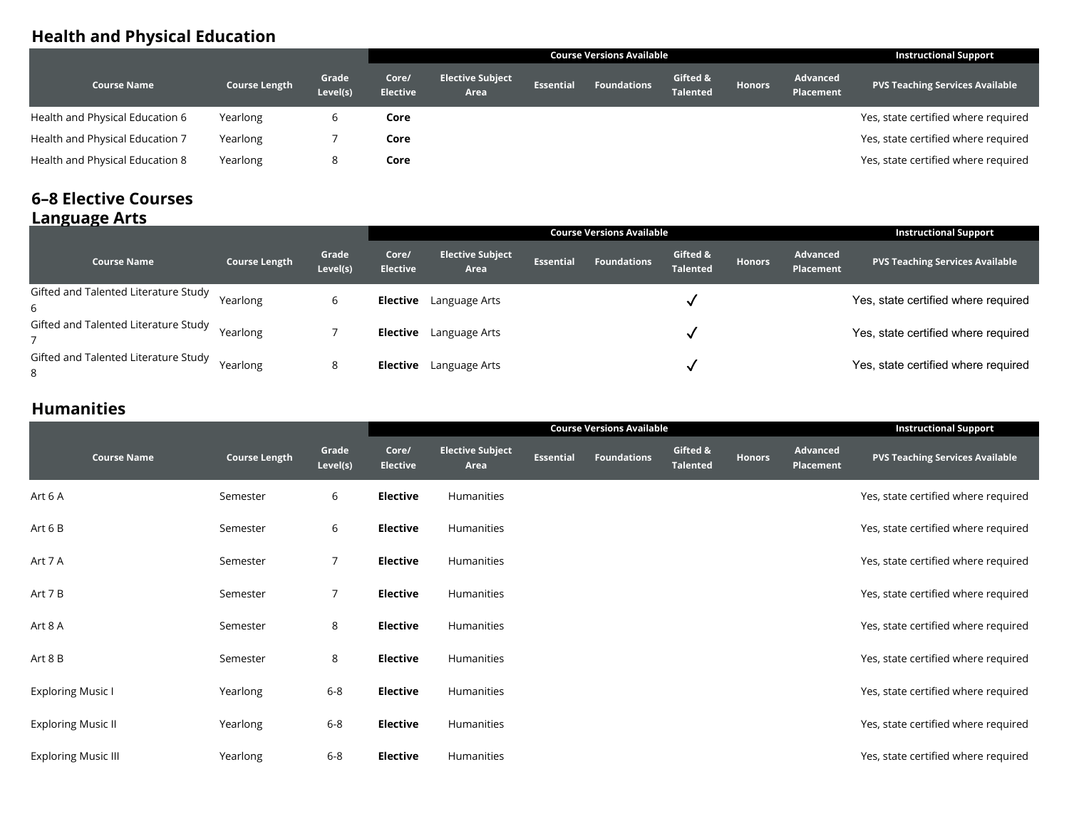## Health and Physical Education

| | | | Course Versions Available | | | | | | | Instructional Support |
|---|---|---|---|---|---|---|---|---|---|---|
| Course Name | Course Length | Grade Level(s) | Core/ Elective | Elective Subject Area | Essential | Foundations | Gifted & Talented | Honors | Advanced Placement | PVS Teaching Services Available |
| Health and Physical Education 6 | Yearlong | 6 | **Core** | | | | | | | Yes, state certified where required |
| Health and Physical Education 7 | Yearlong | 7 | **Core** | | | | | | | Yes, state certified where required |
| Health and Physical Education 8 | Yearlong | 8 | **Core** | | | | | | | Yes, state certified where required |

## 6–8 Elective Courses

## Language Arts

| | | | Course Versions Available | | | | | | | Instructional Support |
|---|---|---|---|---|---|---|---|---|---|---|
| Course Name | Course Length | Grade Level(s) | Core/ Elective | Elective Subject Area | Essential | Foundations | Gifted & Talented | Honors | Advanced Placement | PVS Teaching Services Available |
| Gifted and Talented Literature Study 6 | Yearlong | 6 | **Elective** | Language Arts | | | ✓ | | | Yes, state certified where required |
| Gifted and Talented Literature Study 7 | Yearlong | 7 | **Elective** | Language Arts | | | ✓ | | | Yes, state certified where required |
| Gifted and Talented Literature Study 8 | Yearlong | 8 | **Elective** | Language Arts | | | ✓ | | | Yes, state certified where required |

## Humanities

| | | | Course Versions Available | | | | | | | Instructional Support |
|---|---|---|---|---|---|---|---|---|---|---|
| Course Name | Course Length | Grade Level(s) | Core/ Elective | Elective Subject Area | Essential | Foundations | Gifted & Talented | Honors | Advanced Placement | PVS Teaching Services Available |
| Art 6 A | Semester | 6 | **Elective** | Humanities | | | | | | Yes, state certified where required |
| Art 6 B | Semester | 6 | **Elective** | Humanities | | | | | | Yes, state certified where required |
| Art 7 A | Semester | 7 | **Elective** | Humanities | | | | | | Yes, state certified where required |
| Art 7 B | Semester | 7 | **Elective** | Humanities | | | | | | Yes, state certified where required |
| Art 8 A | Semester | 8 | **Elective** | Humanities | | | | | | Yes, state certified where required |
| Art 8 B | Semester | 8 | **Elective** | Humanities | | | | | | Yes, state certified where required |
| Exploring Music I | Yearlong | 6-8 | **Elective** | Humanities | | | | | | Yes, state certified where required |
| Exploring Music II | Yearlong | 6-8 | **Elective** | Humanities | | | | | | Yes, state certified where required |
| Exploring Music III | Yearlong | 6-8 | **Elective** | Humanities | | | | | | Yes, state certified where required |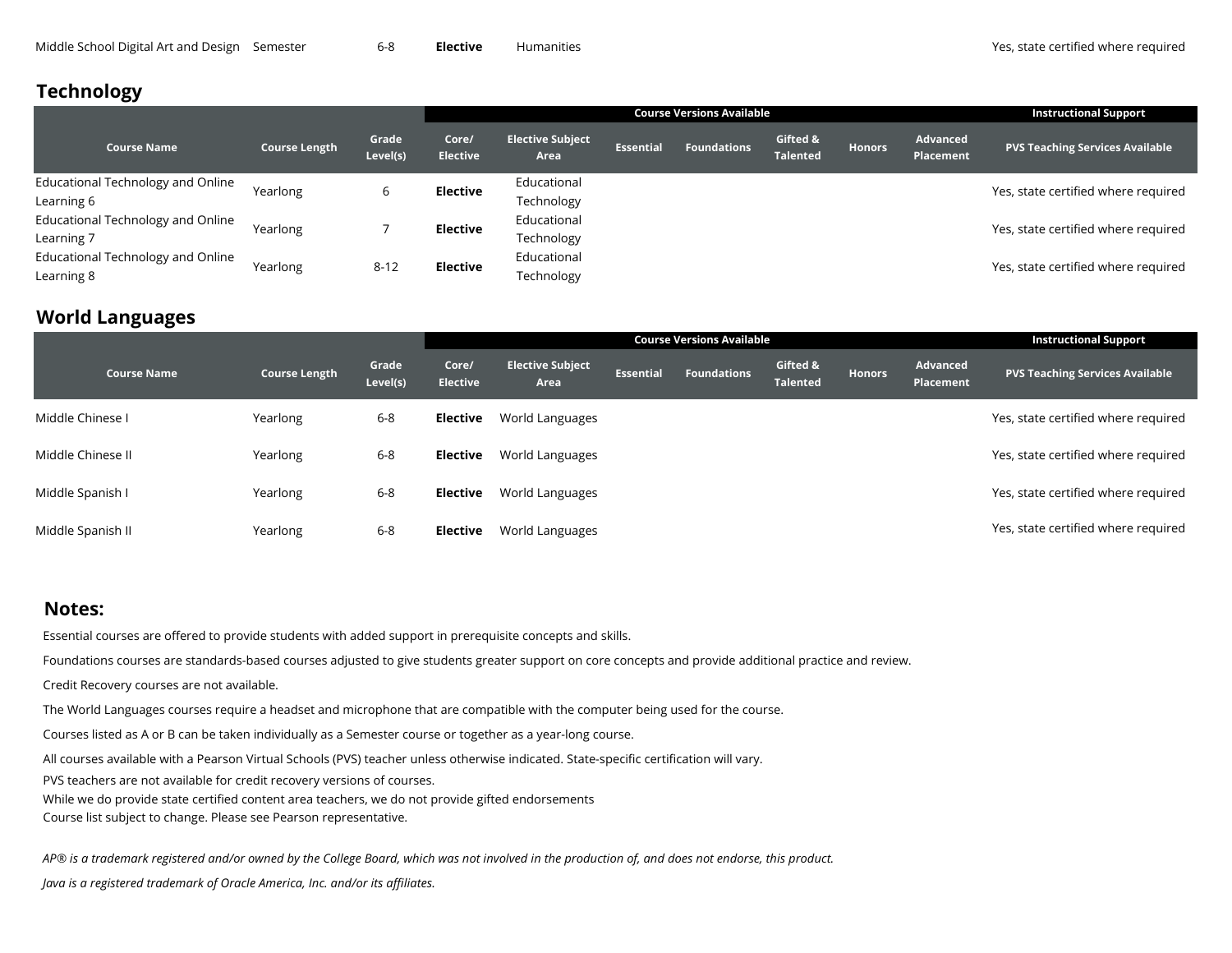| | | | | | | | | | | |
|---|---|---|---|---|---|---|---|---|---|---|
| Middle School Digital Art and Design | Semester | 6-8 | **Elective** | Humanities | | | | | | Yes, state certified where required |

## Technology

| | | | Course Versions Available | | | | | | | Instructional Support |
|---|---|---|---|---|---|---|---|---|---|---|
| **Course Name** | **Course Length** | **Grade Level(s)** | **Core/ Elective** | **Elective Subject Area** | **Essential** | **Foundations** | **Gifted & Talented** | **Honors** | **Advanced Placement** | **PVS Teaching Services Available** |
| Educational Technology and Online Learning 6 | Yearlong | 6 | **Elective** | Educational Technology | | | | | | Yes, state certified where required |
| Educational Technology and Online Learning 7 | Yearlong | 7 | **Elective** | Educational Technology | | | | | | Yes, state certified where required |
| Educational Technology and Online Learning 8 | Yearlong | 8-12 | **Elective** | Educational Technology | | | | | | Yes, state certified where required |

## World Languages

| | | | Course Versions Available | | | | | | | Instructional Support |
|---|---|---|---|---|---|---|---|---|---|---|
| **Course Name** | **Course Length** | **Grade Level(s)** | **Core/ Elective** | **Elective Subject Area** | **Essential** | **Foundations** | **Gifted & Talented** | **Honors** | **Advanced Placement** | **PVS Teaching Services Available** |
| Middle Chinese I | Yearlong | 6-8 | **Elective** | World Languages | | | | | | Yes, state certified where required |
| Middle Chinese II | Yearlong | 6-8 | **Elective** | World Languages | | | | | | Yes, state certified where required |
| Middle Spanish I | Yearlong | 6-8 | **Elective** | World Languages | | | | | | Yes, state certified where required |
| Middle Spanish II | Yearlong | 6-8 | **Elective** | World Languages | | | | | | Yes, state certified where required |

## Notes:

Essential courses are offered to provide students with added support in prerequisite concepts and skills.

Foundations courses are standards-based courses adjusted to give students greater support on core concepts and provide additional practice and review.

Credit Recovery courses are not available.

The World Languages courses require a headset and microphone that are compatible with the computer being used for the course.

Courses listed as A or B can be taken individually as a Semester course or together as a year-long course.

All courses available with a Pearson Virtual Schools (PVS) teacher unless otherwise indicated. State-specific certification will vary.

PVS teachers are not available for credit recovery versions of courses.

While we do provide state certified content area teachers, we do not provide gifted endorsements

Course list subject to change. Please see Pearson representative.

*AP® is a trademark registered and/or owned by the College Board, which was not involved in the production of, and does not endorse, this product.*

*Java is a registered trademark of Oracle America, Inc. and/or its affiliates.*